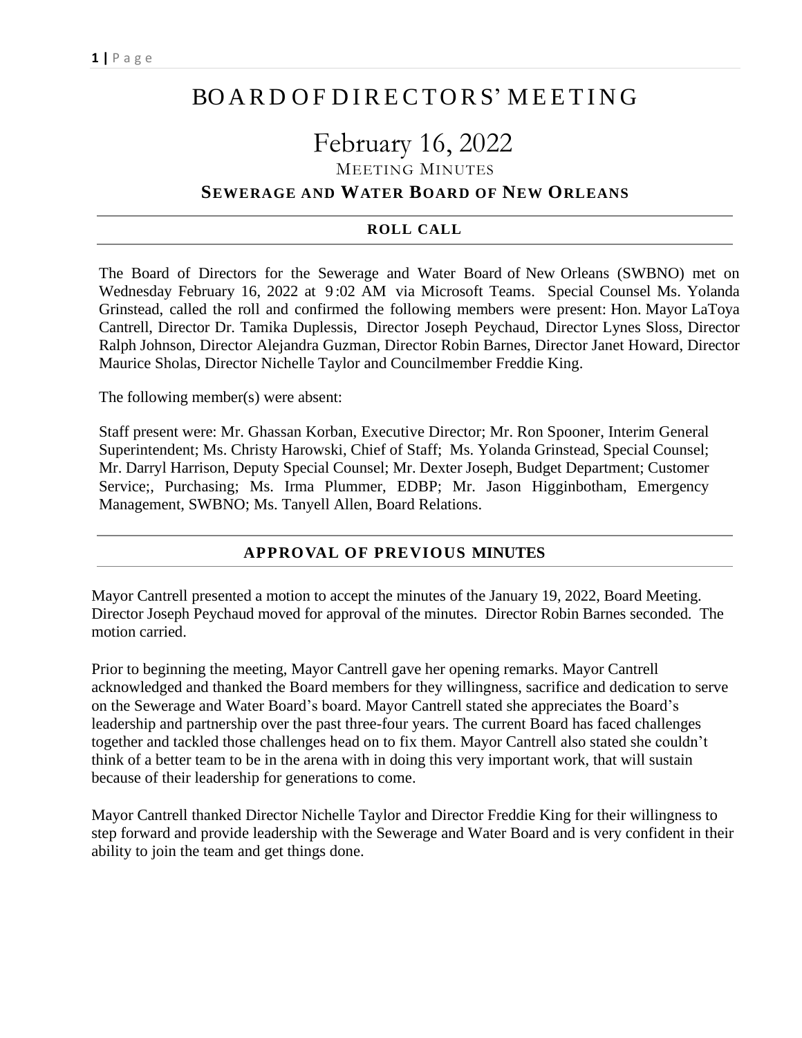# BOARD OF DIRECTORS' MEETING

# February 16, 2022

## MEETING MINUTES

## SEWERAGE AND WATER BOARD OF NEW ORLEANS

### ROLL CALL

The Board of Directors for the Sewerage and Water Board of New Orleans (SWBNO) met on Wednesday February 16, 2022 at 9:02 AM via Microsoft Teams. Special Counsel Ms. Yolanda Grinstead, called the roll and confirmed the following members were present: Hon. Mayor LaToya Cantrell, Director Dr. Tamika Duplessis, Director Joseph Peychaud, Director Lynes Sloss, Director Ralph Johnson, Director Alejandra Guzman, Director Robin Barnes, Director Janet Howard, Director Maurice Sholas, Director Nichelle Taylor and Councilmember Freddie King.

The following member(s) were absent:

Staff present were: Mr. Ghassan Korban, Executive Director; Mr. Ron Spooner, Interim General Superintendent; Ms. Christy Harowski, Chief of Staff; Ms. Yolanda Grinstead, Special Counsel; Mr. Darryl Harrison, Deputy Special Counsel; Mr. Dexter Joseph, Budget Department; Customer Service;, Purchasing; Ms. Irma Plummer, EDBP; Mr. Jason Higginbotham, Emergency Management, SWBNO; Ms. Tanyell Allen, Board Relations.

### APPROVAL OF PREVIOUS MINUTES

Mayor Cantrell presented a motion to accept the minutes of the January 19, 2022, Board Meeting. Director Joseph Peychaud moved for approval of the minutes. Director Robin Barnes seconded. The motion carried.

Prior to beginning the meeting, Mayor Cantrell gave her opening remarks. Mayor Cantrell acknowledged and thanked the Board members for they willingness, sacrifice and dedication to serve on the Sewerage and Water Board's board. Mayor Cantrell stated she appreciates the Board's leadership and partnership over the past three-four years. The current Board has faced challenges together and tackled those challenges head on to fix them. Mayor Cantrell also stated she couldn't think of a better team to be in the arena with in doing this very important work, that will sustain because of their leadership for generations to come.

Mayor Cantrell thanked Director Nichelle Taylor and Director Freddie King for their willingness to step forward and provide leadership with the Sewerage and Water Board and is very confident in their ability to join the team and get things done.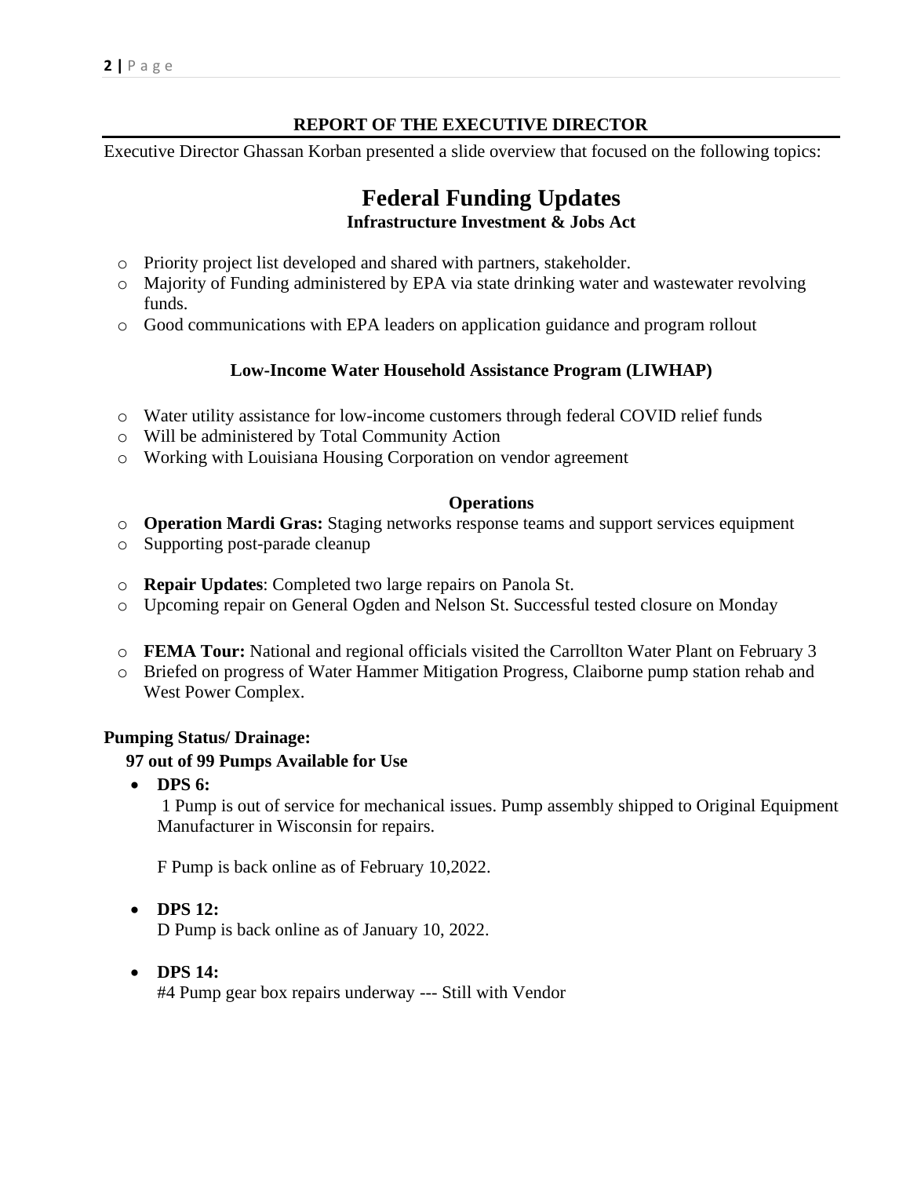## REPORT OF THE EXECUTIVE DIRECTOR

Executive Director Ghassan Korban presented a slide overview that focused on the following topics:

# Federal Funding Updates

### Infrastructure Investment & Jobs Act

- Priority project list developed and shared with partners, stakeholder.
- Majority of Funding administered by EPA via state drinking water and wastewater revolving funds.
- Good communications with EPA leaders on application guidance and program rollout

### Low-Income Water Household Assistance Program (LIWHAP)

- Water utility assistance for low-income customers through federal COVID relief funds
- Will be administered by Total Community Action
- Working with Louisiana Housing Corporation on vendor agreement

### Operations

- **Operation Mardi Gras:** Staging networks response teams and support services equipment
- Supporting post-parade cleanup

- **Repair Updates**: Completed two large repairs on Panola St.
- Upcoming repair on General Ogden and Nelson St. Successful tested closure on Monday

- **FEMA Tour:** National and regional officials visited the Carrollton Water Plant on February 3
- Briefed on progress of Water Hammer Mitigation Progress, Claiborne pump station rehab and West Power Complex.

**Pumping Status/ Drainage:**

**97 out of 99 Pumps Available for Use**

- **DPS 6:**
  1 Pump is out of service for mechanical issues. Pump assembly shipped to Original Equipment Manufacturer in Wisconsin for repairs.

  F Pump is back online as of February 10,2022.

- **DPS 12:**
  D Pump is back online as of January 10, 2022.

- **DPS 14:**
  #4 Pump gear box repairs underway --- Still with Vendor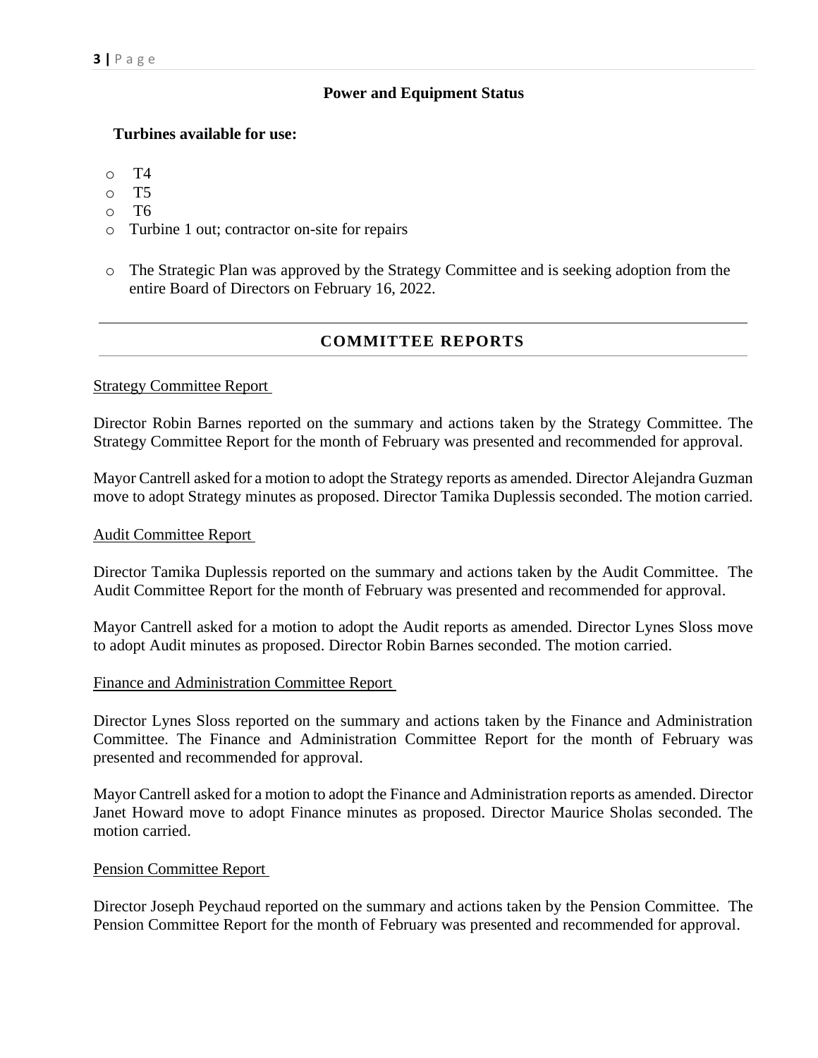## Power and Equipment Status

**Turbines available for use:**

- T4
- T5
- T6
- Turbine 1 out; contractor on-site for repairs

- The Strategic Plan was approved by the Strategy Committee and is seeking adoption from the entire Board of Directors on February 16, 2022.

---

## COMMITTEE REPORTS

---

Strategy Committee Report

Director Robin Barnes reported on the summary and actions taken by the Strategy Committee. The Strategy Committee Report for the month of February was presented and recommended for approval.

Mayor Cantrell asked for a motion to adopt the Strategy reports as amended. Director Alejandra Guzman move to adopt Strategy minutes as proposed. Director Tamika Duplessis seconded. The motion carried.

Audit Committee Report

Director Tamika Duplessis reported on the summary and actions taken by the Audit Committee. The Audit Committee Report for the month of February was presented and recommended for approval.

Mayor Cantrell asked for a motion to adopt the Audit reports as amended. Director Lynes Sloss move to adopt Audit minutes as proposed. Director Robin Barnes seconded. The motion carried.

Finance and Administration Committee Report

Director Lynes Sloss reported on the summary and actions taken by the Finance and Administration Committee. The Finance and Administration Committee Report for the month of February was presented and recommended for approval.

Mayor Cantrell asked for a motion to adopt the Finance and Administration reports as amended. Director Janet Howard move to adopt Finance minutes as proposed. Director Maurice Sholas seconded. The motion carried.

Pension Committee Report

Director Joseph Peychaud reported on the summary and actions taken by the Pension Committee. The Pension Committee Report for the month of February was presented and recommended for approval.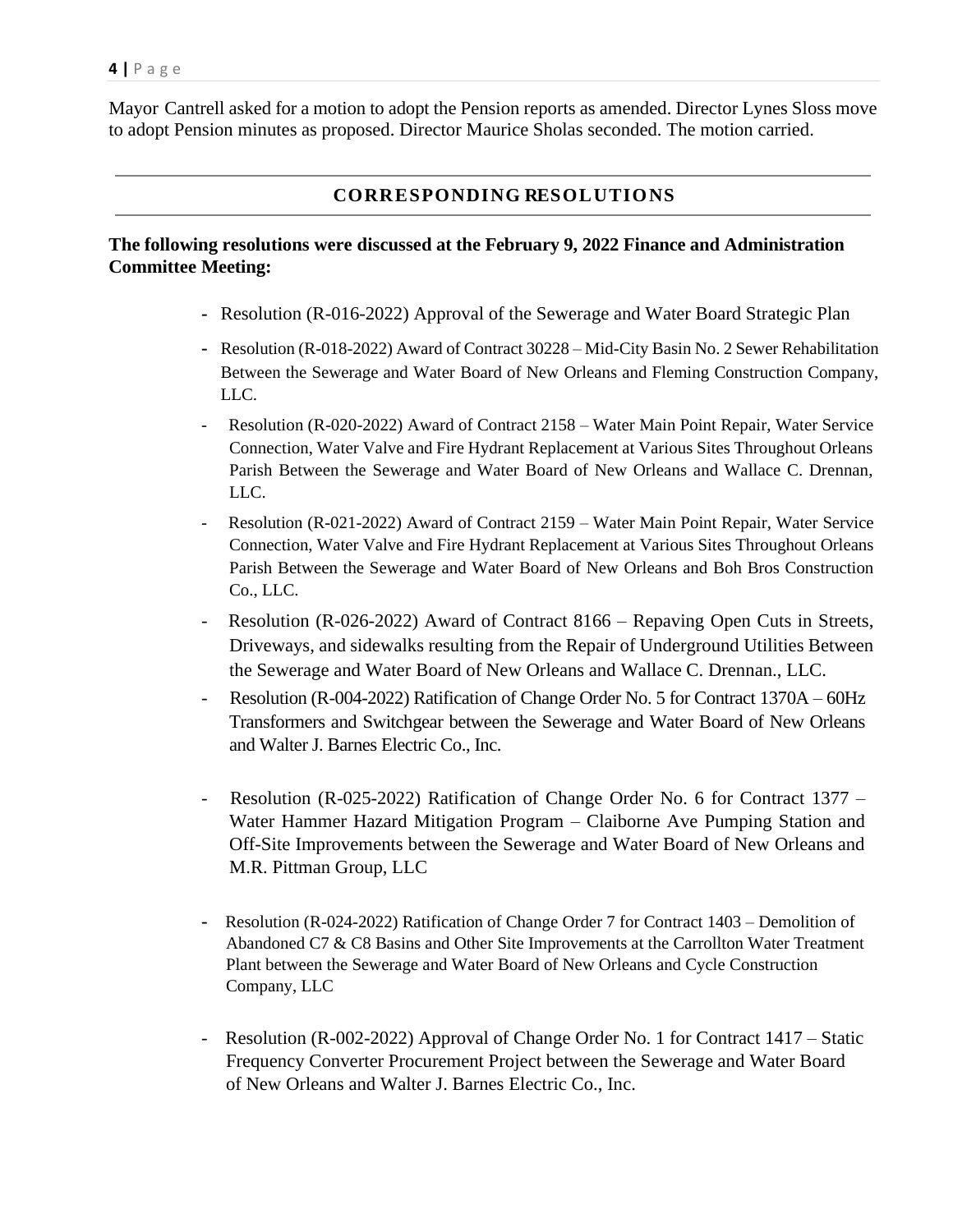Mayor Cantrell asked for a motion to adopt the Pension reports as amended. Director Lynes Sloss move to adopt Pension minutes as proposed. Director Maurice Sholas seconded. The motion carried.

---

## CORRESPONDING RESOLUTIONS

---

**The following resolutions were discussed at the February 9, 2022 Finance and Administration Committee Meeting:**

- Resolution (R-016-2022) Approval of the Sewerage and Water Board Strategic Plan
- Resolution (R-018-2022) Award of Contract 30228 – Mid-City Basin No. 2 Sewer Rehabilitation Between the Sewerage and Water Board of New Orleans and Fleming Construction Company, LLC.
- Resolution (R-020-2022) Award of Contract 2158 – Water Main Point Repair, Water Service Connection, Water Valve and Fire Hydrant Replacement at Various Sites Throughout Orleans Parish Between the Sewerage and Water Board of New Orleans and Wallace C. Drennan, LLC.
- Resolution (R-021-2022) Award of Contract 2159 – Water Main Point Repair, Water Service Connection, Water Valve and Fire Hydrant Replacement at Various Sites Throughout Orleans Parish Between the Sewerage and Water Board of New Orleans and Boh Bros Construction Co., LLC.
- Resolution (R-026-2022) Award of Contract 8166 – Repaving Open Cuts in Streets, Driveways, and sidewalks resulting from the Repair of Underground Utilities Between the Sewerage and Water Board of New Orleans and Wallace C. Drennan., LLC.
- Resolution (R-004-2022) Ratification of Change Order No. 5 for Contract 1370A – 60Hz Transformers and Switchgear between the Sewerage and Water Board of New Orleans and Walter J. Barnes Electric Co., Inc.
- Resolution (R-025-2022) Ratification of Change Order No. 6 for Contract 1377 – Water Hammer Hazard Mitigation Program – Claiborne Ave Pumping Station and Off-Site Improvements between the Sewerage and Water Board of New Orleans and M.R. Pittman Group, LLC
- Resolution (R-024-2022) Ratification of Change Order 7 for Contract 1403 – Demolition of Abandoned C7 & C8 Basins and Other Site Improvements at the Carrollton Water Treatment Plant between the Sewerage and Water Board of New Orleans and Cycle Construction Company, LLC
- Resolution (R-002-2022) Approval of Change Order No. 1 for Contract 1417 – Static Frequency Converter Procurement Project between the Sewerage and Water Board of New Orleans and Walter J. Barnes Electric Co., Inc.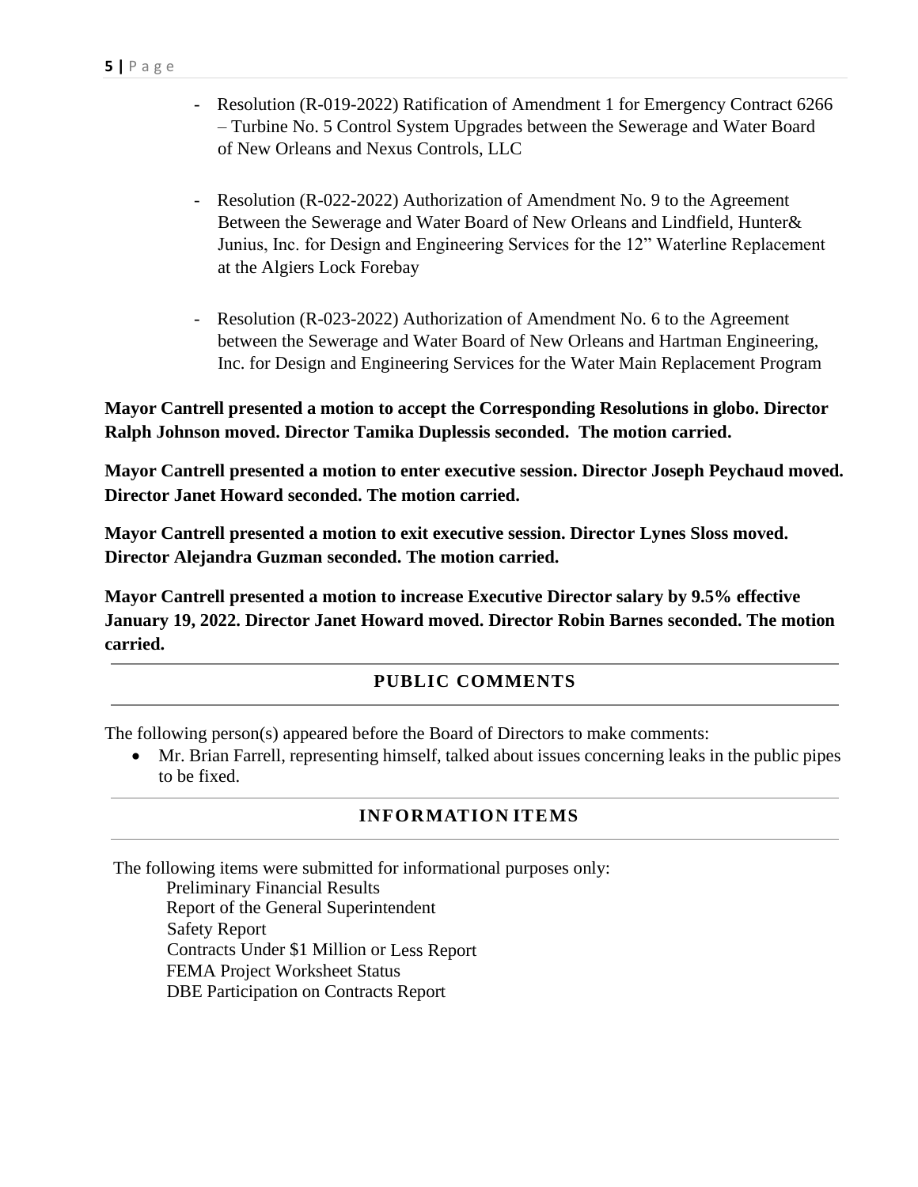- Resolution (R-019-2022) Ratification of Amendment 1 for Emergency Contract 6266 – Turbine No. 5 Control System Upgrades between the Sewerage and Water Board of New Orleans and Nexus Controls, LLC

- Resolution (R-022-2022) Authorization of Amendment No. 9 to the Agreement Between the Sewerage and Water Board of New Orleans and Lindfield, Hunter& Junius, Inc. for Design and Engineering Services for the 12" Waterline Replacement at the Algiers Lock Forebay

- Resolution (R-023-2022) Authorization of Amendment No. 6 to the Agreement between the Sewerage and Water Board of New Orleans and Hartman Engineering, Inc. for Design and Engineering Services for the Water Main Replacement Program

**Mayor Cantrell presented a motion to accept the Corresponding Resolutions in globo. Director Ralph Johnson moved. Director Tamika Duplessis seconded. The motion carried.**

**Mayor Cantrell presented a motion to enter executive session. Director Joseph Peychaud moved. Director Janet Howard seconded. The motion carried.**

**Mayor Cantrell presented a motion to exit executive session. Director Lynes Sloss moved. Director Alejandra Guzman seconded. The motion carried.**

**Mayor Cantrell presented a motion to increase Executive Director salary by 9.5% effective January 19, 2022. Director Janet Howard moved. Director Robin Barnes seconded. The motion carried.**

## PUBLIC COMMENTS

The following person(s) appeared before the Board of Directors to make comments:

- Mr. Brian Farrell, representing himself, talked about issues concerning leaks in the public pipes to be fixed.

## INFORMATION ITEMS

The following items were submitted for informational purposes only:

Preliminary Financial Results
Report of the General Superintendent
Safety Report
Contracts Under $1 Million or Less Report
FEMA Project Worksheet Status
DBE Participation on Contracts Report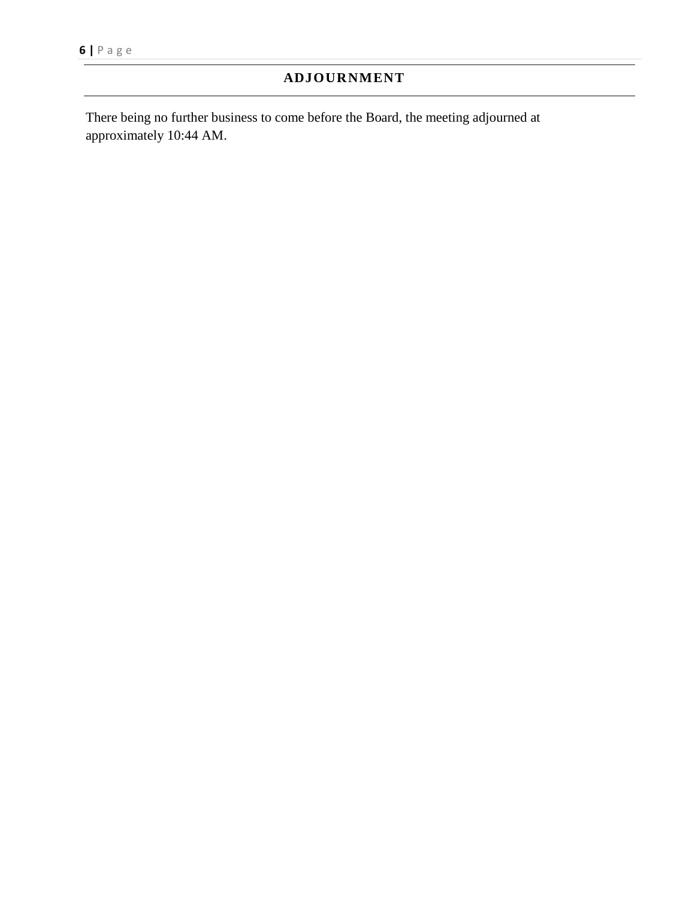## ADJOURNMENT

There being no further business to come before the Board, the meeting adjourned at approximately 10:44 AM.